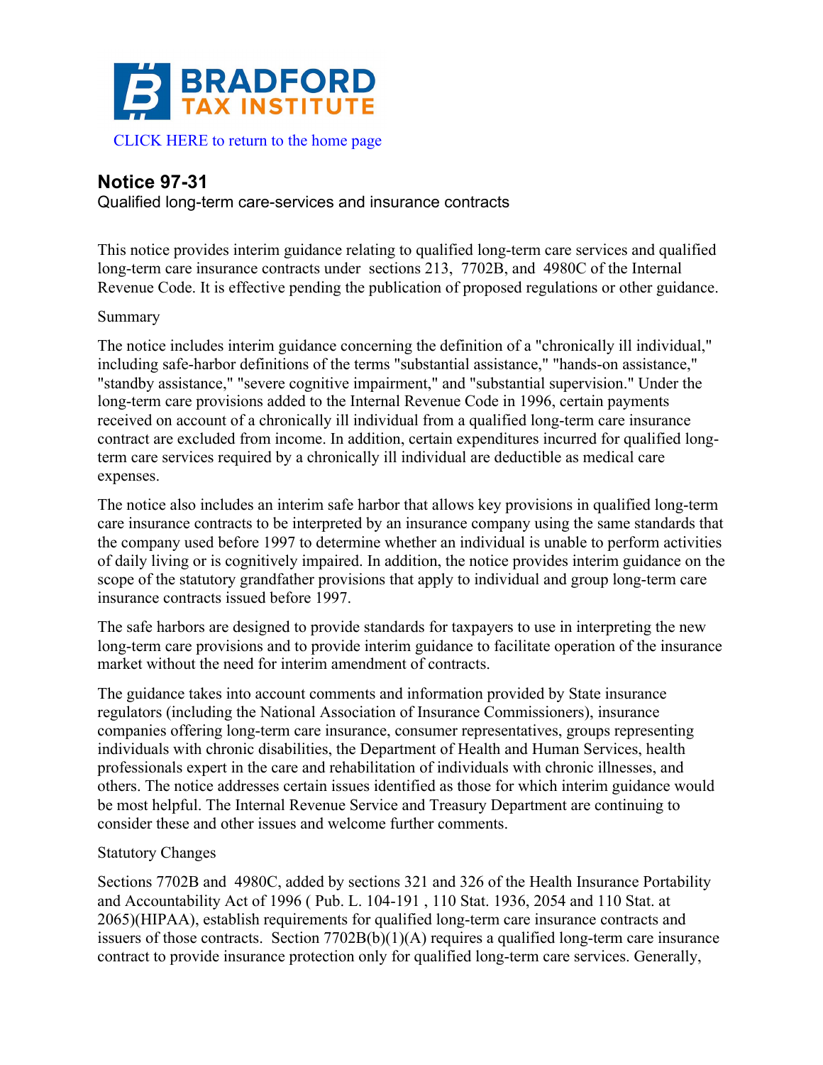BRADFORD TAX INSTITUTE

CLICK HERE to return to the home page

# Notice 97-31

Qualified long-term care-services and insurance contracts

This notice provides interim guidance relating to qualified long-term care services and qualified long-term care insurance contracts under sections 213, 7702B, and 4980C of the Internal Revenue Code. It is effective pending the publication of proposed regulations or other guidance.

Summary

The notice includes interim guidance concerning the definition of a "chronically ill individual," including safe-harbor definitions of the terms "substantial assistance," "hands-on assistance," "standby assistance," "severe cognitive impairment," and "substantial supervision." Under the long-term care provisions added to the Internal Revenue Code in 1996, certain payments received on account of a chronically ill individual from a qualified long-term care insurance contract are excluded from income. In addition, certain expenditures incurred for qualified long-term care services required by a chronically ill individual are deductible as medical care expenses.

The notice also includes an interim safe harbor that allows key provisions in qualified long-term care insurance contracts to be interpreted by an insurance company using the same standards that the company used before 1997 to determine whether an individual is unable to perform activities of daily living or is cognitively impaired. In addition, the notice provides interim guidance on the scope of the statutory grandfather provisions that apply to individual and group long-term care insurance contracts issued before 1997.

The safe harbors are designed to provide standards for taxpayers to use in interpreting the new long-term care provisions and to provide interim guidance to facilitate operation of the insurance market without the need for interim amendment of contracts.

The guidance takes into account comments and information provided by State insurance regulators (including the National Association of Insurance Commissioners), insurance companies offering long-term care insurance, consumer representatives, groups representing individuals with chronic disabilities, the Department of Health and Human Services, health professionals expert in the care and rehabilitation of individuals with chronic illnesses, and others. The notice addresses certain issues identified as those for which interim guidance would be most helpful. The Internal Revenue Service and Treasury Department are continuing to consider these and other issues and welcome further comments.

Statutory Changes

Sections 7702B and 4980C, added by sections 321 and 326 of the Health Insurance Portability and Accountability Act of 1996 ( Pub. L. 104-191 , 110 Stat. 1936, 2054 and 110 Stat. at 2065)(HIPAA), establish requirements for qualified long-term care insurance contracts and issuers of those contracts. Section 7702B(b)(1)(A) requires a qualified long-term care insurance contract to provide insurance protection only for qualified long-term care services. Generally,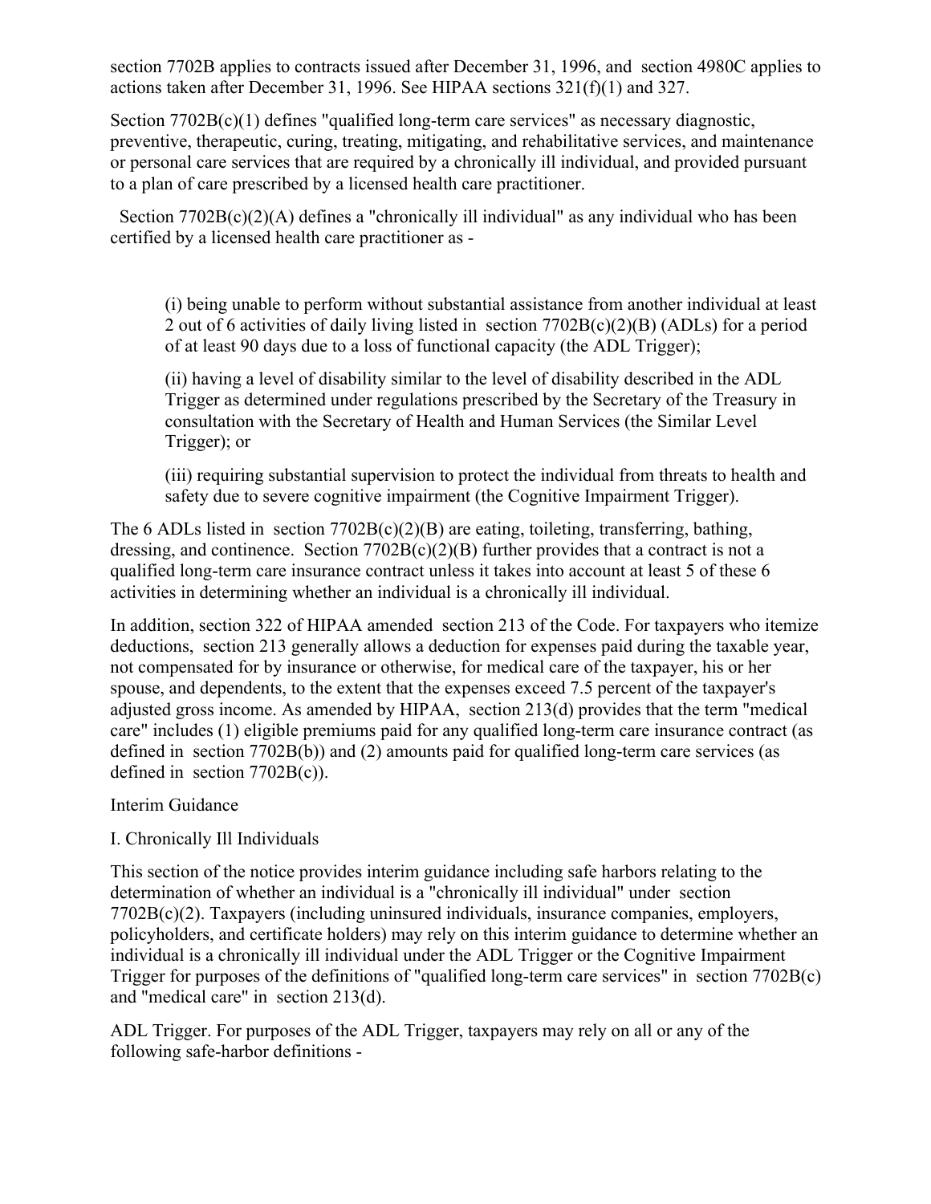section 7702B applies to contracts issued after December 31, 1996, and section 4980C applies to actions taken after December 31, 1996. See HIPAA sections 321(f)(1) and 327.

Section 7702B(c)(1) defines "qualified long-term care services" as necessary diagnostic, preventive, therapeutic, curing, treating, mitigating, and rehabilitative services, and maintenance or personal care services that are required by a chronically ill individual, and provided pursuant to a plan of care prescribed by a licensed health care practitioner.

Section 7702B(c)(2)(A) defines a "chronically ill individual" as any individual who has been certified by a licensed health care practitioner as -

> (i) being unable to perform without substantial assistance from another individual at least 2 out of 6 activities of daily living listed in section 7702B(c)(2)(B) (ADLs) for a period of at least 90 days due to a loss of functional capacity (the ADL Trigger);
>
> (ii) having a level of disability similar to the level of disability described in the ADL Trigger as determined under regulations prescribed by the Secretary of the Treasury in consultation with the Secretary of Health and Human Services (the Similar Level Trigger); or
>
> (iii) requiring substantial supervision to protect the individual from threats to health and safety due to severe cognitive impairment (the Cognitive Impairment Trigger).

The 6 ADLs listed in section 7702B(c)(2)(B) are eating, toileting, transferring, bathing, dressing, and continence. Section 7702B(c)(2)(B) further provides that a contract is not a qualified long-term care insurance contract unless it takes into account at least 5 of these 6 activities in determining whether an individual is a chronically ill individual.

In addition, section 322 of HIPAA amended section 213 of the Code. For taxpayers who itemize deductions, section 213 generally allows a deduction for expenses paid during the taxable year, not compensated for by insurance or otherwise, for medical care of the taxpayer, his or her spouse, and dependents, to the extent that the expenses exceed 7.5 percent of the taxpayer's adjusted gross income. As amended by HIPAA, section 213(d) provides that the term "medical care" includes (1) eligible premiums paid for any qualified long-term care insurance contract (as defined in section 7702B(b)) and (2) amounts paid for qualified long-term care services (as defined in section 7702B(c)).

Interim Guidance

I. Chronically Ill Individuals

This section of the notice provides interim guidance including safe harbors relating to the determination of whether an individual is a "chronically ill individual" under section 7702B(c)(2). Taxpayers (including uninsured individuals, insurance companies, employers, policyholders, and certificate holders) may rely on this interim guidance to determine whether an individual is a chronically ill individual under the ADL Trigger or the Cognitive Impairment Trigger for purposes of the definitions of "qualified long-term care services" in section 7702B(c) and "medical care" in section 213(d).

ADL Trigger. For purposes of the ADL Trigger, taxpayers may rely on all or any of the following safe-harbor definitions -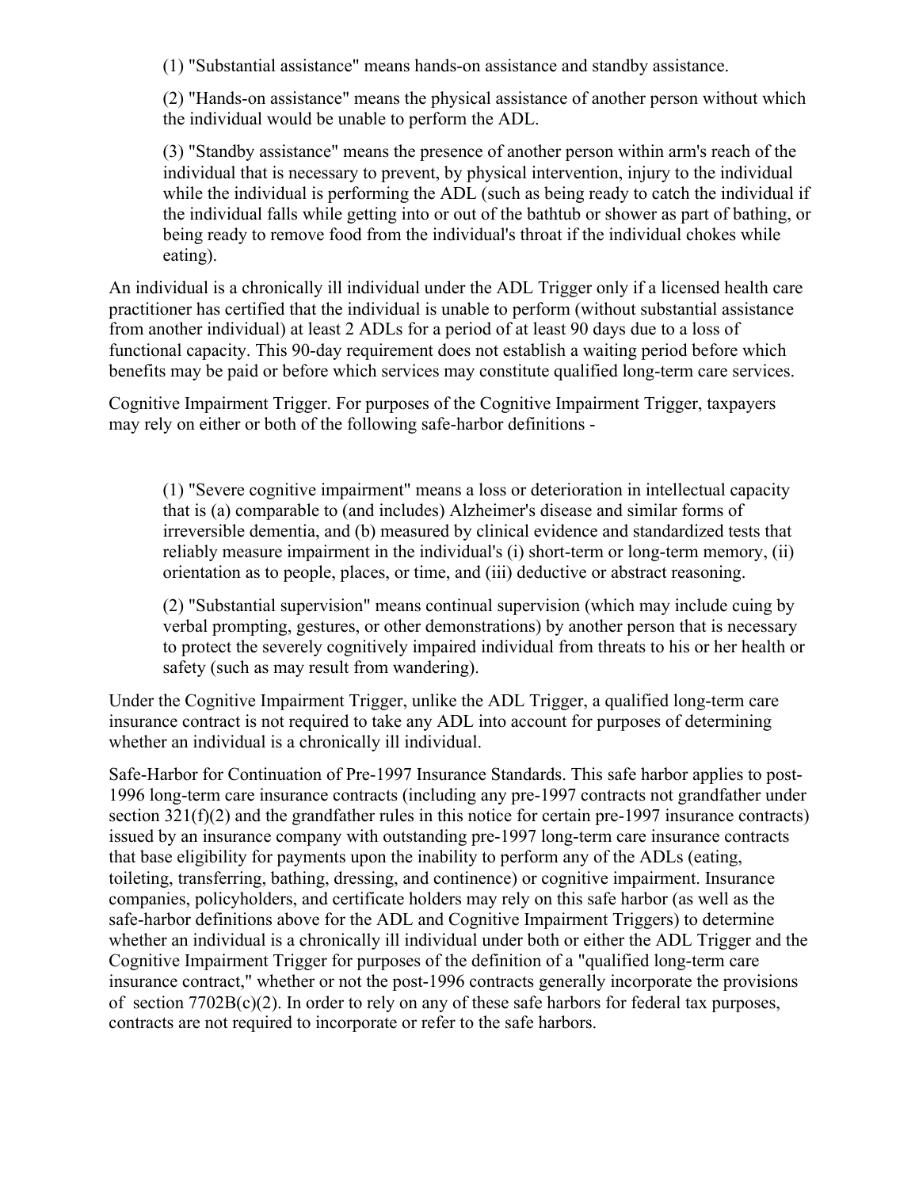(1) "Substantial assistance" means hands-on assistance and standby assistance.

(2) "Hands-on assistance" means the physical assistance of another person without which the individual would be unable to perform the ADL.

(3) "Standby assistance" means the presence of another person within arm's reach of the individual that is necessary to prevent, by physical intervention, injury to the individual while the individual is performing the ADL (such as being ready to catch the individual if the individual falls while getting into or out of the bathtub or shower as part of bathing, or being ready to remove food from the individual's throat if the individual chokes while eating).

An individual is a chronically ill individual under the ADL Trigger only if a licensed health care practitioner has certified that the individual is unable to perform (without substantial assistance from another individual) at least 2 ADLs for a period of at least 90 days due to a loss of functional capacity. This 90-day requirement does not establish a waiting period before which benefits may be paid or before which services may constitute qualified long-term care services.

Cognitive Impairment Trigger. For purposes of the Cognitive Impairment Trigger, taxpayers may rely on either or both of the following safe-harbor definitions -

(1) "Severe cognitive impairment" means a loss or deterioration in intellectual capacity that is (a) comparable to (and includes) Alzheimer's disease and similar forms of irreversible dementia, and (b) measured by clinical evidence and standardized tests that reliably measure impairment in the individual's (i) short-term or long-term memory, (ii) orientation as to people, places, or time, and (iii) deductive or abstract reasoning.

(2) "Substantial supervision" means continual supervision (which may include cuing by verbal prompting, gestures, or other demonstrations) by another person that is necessary to protect the severely cognitively impaired individual from threats to his or her health or safety (such as may result from wandering).

Under the Cognitive Impairment Trigger, unlike the ADL Trigger, a qualified long-term care insurance contract is not required to take any ADL into account for purposes of determining whether an individual is a chronically ill individual.

Safe-Harbor for Continuation of Pre-1997 Insurance Standards. This safe harbor applies to post-1996 long-term care insurance contracts (including any pre-1997 contracts not grandfather under section 321(f)(2) and the grandfather rules in this notice for certain pre-1997 insurance contracts) issued by an insurance company with outstanding pre-1997 long-term care insurance contracts that base eligibility for payments upon the inability to perform any of the ADLs (eating, toileting, transferring, bathing, dressing, and continence) or cognitive impairment. Insurance companies, policyholders, and certificate holders may rely on this safe harbor (as well as the safe-harbor definitions above for the ADL and Cognitive Impairment Triggers) to determine whether an individual is a chronically ill individual under both or either the ADL Trigger and the Cognitive Impairment Trigger for purposes of the definition of a "qualified long-term care insurance contract," whether or not the post-1996 contracts generally incorporate the provisions of section 7702B(c)(2). In order to rely on any of these safe harbors for federal tax purposes, contracts are not required to incorporate or refer to the safe harbors.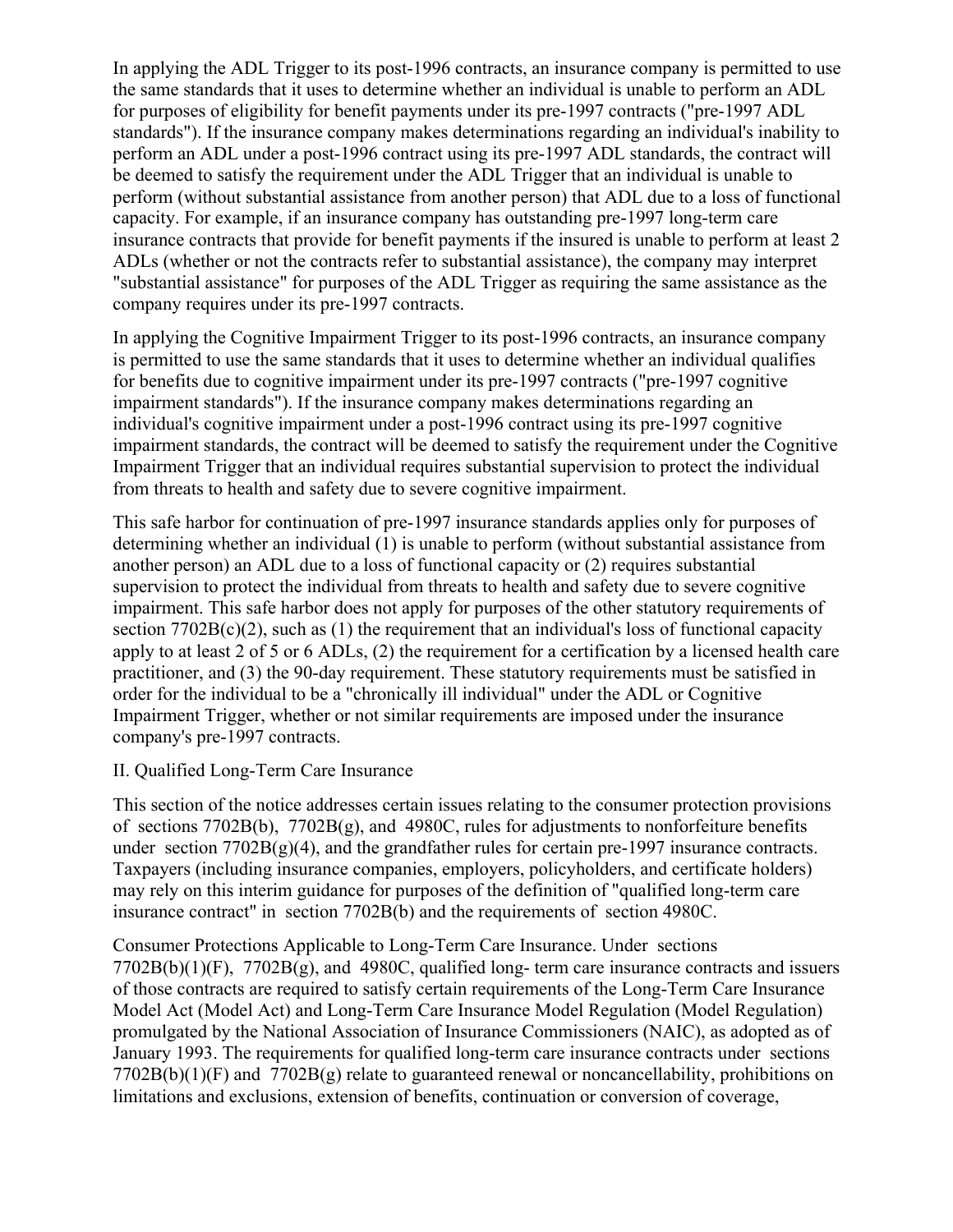In applying the ADL Trigger to its post-1996 contracts, an insurance company is permitted to use the same standards that it uses to determine whether an individual is unable to perform an ADL for purposes of eligibility for benefit payments under its pre-1997 contracts ("pre-1997 ADL standards"). If the insurance company makes determinations regarding an individual's inability to perform an ADL under a post-1996 contract using its pre-1997 ADL standards, the contract will be deemed to satisfy the requirement under the ADL Trigger that an individual is unable to perform (without substantial assistance from another person) that ADL due to a loss of functional capacity. For example, if an insurance company has outstanding pre-1997 long-term care insurance contracts that provide for benefit payments if the insured is unable to perform at least 2 ADLs (whether or not the contracts refer to substantial assistance), the company may interpret "substantial assistance" for purposes of the ADL Trigger as requiring the same assistance as the company requires under its pre-1997 contracts.

In applying the Cognitive Impairment Trigger to its post-1996 contracts, an insurance company is permitted to use the same standards that it uses to determine whether an individual qualifies for benefits due to cognitive impairment under its pre-1997 contracts ("pre-1997 cognitive impairment standards"). If the insurance company makes determinations regarding an individual's cognitive impairment under a post-1996 contract using its pre-1997 cognitive impairment standards, the contract will be deemed to satisfy the requirement under the Cognitive Impairment Trigger that an individual requires substantial supervision to protect the individual from threats to health and safety due to severe cognitive impairment.

This safe harbor for continuation of pre-1997 insurance standards applies only for purposes of determining whether an individual (1) is unable to perform (without substantial assistance from another person) an ADL due to a loss of functional capacity or (2) requires substantial supervision to protect the individual from threats to health and safety due to severe cognitive impairment. This safe harbor does not apply for purposes of the other statutory requirements of section 7702B(c)(2), such as (1) the requirement that an individual's loss of functional capacity apply to at least 2 of 5 or 6 ADLs, (2) the requirement for a certification by a licensed health care practitioner, and (3) the 90-day requirement. These statutory requirements must be satisfied in order for the individual to be a "chronically ill individual" under the ADL or Cognitive Impairment Trigger, whether or not similar requirements are imposed under the insurance company's pre-1997 contracts.

## II. Qualified Long-Term Care Insurance

This section of the notice addresses certain issues relating to the consumer protection provisions of sections 7702B(b), 7702B(g), and 4980C, rules for adjustments to nonforfeiture benefits under section 7702B(g)(4), and the grandfather rules for certain pre-1997 insurance contracts. Taxpayers (including insurance companies, employers, policyholders, and certificate holders) may rely on this interim guidance for purposes of the definition of "qualified long-term care insurance contract" in section 7702B(b) and the requirements of section 4980C.

Consumer Protections Applicable to Long-Term Care Insurance. Under sections 7702B(b)(1)(F), 7702B(g), and 4980C, qualified long- term care insurance contracts and issuers of those contracts are required to satisfy certain requirements of the Long-Term Care Insurance Model Act (Model Act) and Long-Term Care Insurance Model Regulation (Model Regulation) promulgated by the National Association of Insurance Commissioners (NAIC), as adopted as of January 1993. The requirements for qualified long-term care insurance contracts under sections 7702B(b)(1)(F) and 7702B(g) relate to guaranteed renewal or noncancellability, prohibitions on limitations and exclusions, extension of benefits, continuation or conversion of coverage,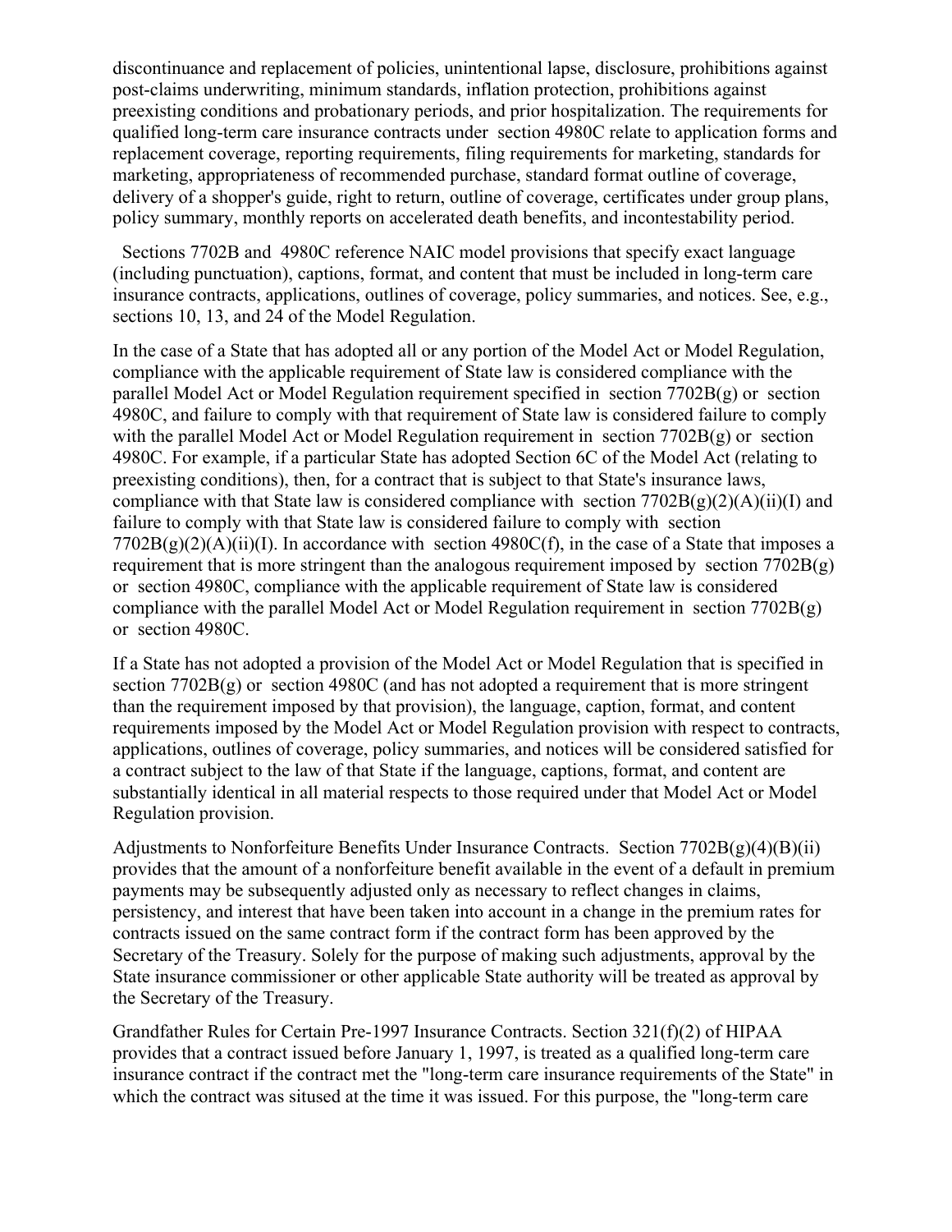discontinuance and replacement of policies, unintentional lapse, disclosure, prohibitions against post-claims underwriting, minimum standards, inflation protection, prohibitions against preexisting conditions and probationary periods, and prior hospitalization. The requirements for qualified long-term care insurance contracts under section 4980C relate to application forms and replacement coverage, reporting requirements, filing requirements for marketing, standards for marketing, appropriateness of recommended purchase, standard format outline of coverage, delivery of a shopper's guide, right to return, outline of coverage, certificates under group plans, policy summary, monthly reports on accelerated death benefits, and incontestability period.

Sections 7702B and 4980C reference NAIC model provisions that specify exact language (including punctuation), captions, format, and content that must be included in long-term care insurance contracts, applications, outlines of coverage, policy summaries, and notices. See, e.g., sections 10, 13, and 24 of the Model Regulation.

In the case of a State that has adopted all or any portion of the Model Act or Model Regulation, compliance with the applicable requirement of State law is considered compliance with the parallel Model Act or Model Regulation requirement specified in section 7702B(g) or section 4980C, and failure to comply with that requirement of State law is considered failure to comply with the parallel Model Act or Model Regulation requirement in section 7702B(g) or section 4980C. For example, if a particular State has adopted Section 6C of the Model Act (relating to preexisting conditions), then, for a contract that is subject to that State's insurance laws, compliance with that State law is considered compliance with section 7702B(g)(2)(A)(ii)(I) and failure to comply with that State law is considered failure to comply with section 7702B(g)(2)(A)(ii)(I). In accordance with section 4980C(f), in the case of a State that imposes a requirement that is more stringent than the analogous requirement imposed by section 7702B(g) or section 4980C, compliance with the applicable requirement of State law is considered compliance with the parallel Model Act or Model Regulation requirement in section 7702B(g) or section 4980C.

If a State has not adopted a provision of the Model Act or Model Regulation that is specified in section 7702B(g) or section 4980C (and has not adopted a requirement that is more stringent than the requirement imposed by that provision), the language, caption, format, and content requirements imposed by the Model Act or Model Regulation provision with respect to contracts, applications, outlines of coverage, policy summaries, and notices will be considered satisfied for a contract subject to the law of that State if the language, captions, format, and content are substantially identical in all material respects to those required under that Model Act or Model Regulation provision.

Adjustments to Nonforfeiture Benefits Under Insurance Contracts. Section 7702B(g)(4)(B)(ii) provides that the amount of a nonforfeiture benefit available in the event of a default in premium payments may be subsequently adjusted only as necessary to reflect changes in claims, persistency, and interest that have been taken into account in a change in the premium rates for contracts issued on the same contract form if the contract form has been approved by the Secretary of the Treasury. Solely for the purpose of making such adjustments, approval by the State insurance commissioner or other applicable State authority will be treated as approval by the Secretary of the Treasury.

Grandfather Rules for Certain Pre-1997 Insurance Contracts. Section 321(f)(2) of HIPAA provides that a contract issued before January 1, 1997, is treated as a qualified long-term care insurance contract if the contract met the "long-term care insurance requirements of the State" in which the contract was sitused at the time it was issued. For this purpose, the "long-term care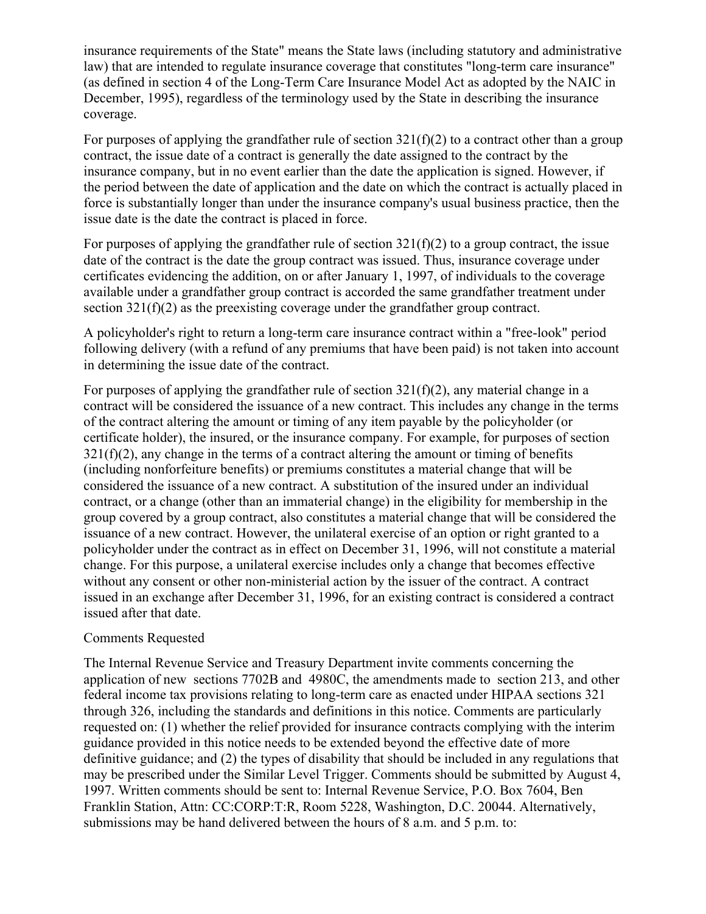insurance requirements of the State" means the State laws (including statutory and administrative law) that are intended to regulate insurance coverage that constitutes "long-term care insurance" (as defined in section 4 of the Long-Term Care Insurance Model Act as adopted by the NAIC in December, 1995), regardless of the terminology used by the State in describing the insurance coverage.

For purposes of applying the grandfather rule of section 321(f)(2) to a contract other than a group contract, the issue date of a contract is generally the date assigned to the contract by the insurance company, but in no event earlier than the date the application is signed. However, if the period between the date of application and the date on which the contract is actually placed in force is substantially longer than under the insurance company's usual business practice, then the issue date is the date the contract is placed in force.

For purposes of applying the grandfather rule of section 321(f)(2) to a group contract, the issue date of the contract is the date the group contract was issued. Thus, insurance coverage under certificates evidencing the addition, on or after January 1, 1997, of individuals to the coverage available under a grandfather group contract is accorded the same grandfather treatment under section 321(f)(2) as the preexisting coverage under the grandfather group contract.

A policyholder's right to return a long-term care insurance contract within a "free-look" period following delivery (with a refund of any premiums that have been paid) is not taken into account in determining the issue date of the contract.

For purposes of applying the grandfather rule of section 321(f)(2), any material change in a contract will be considered the issuance of a new contract. This includes any change in the terms of the contract altering the amount or timing of any item payable by the policyholder (or certificate holder), the insured, or the insurance company. For example, for purposes of section 321(f)(2), any change in the terms of a contract altering the amount or timing of benefits (including nonforfeiture benefits) or premiums constitutes a material change that will be considered the issuance of a new contract. A substitution of the insured under an individual contract, or a change (other than an immaterial change) in the eligibility for membership in the group covered by a group contract, also constitutes a material change that will be considered the issuance of a new contract. However, the unilateral exercise of an option or right granted to a policyholder under the contract as in effect on December 31, 1996, will not constitute a material change. For this purpose, a unilateral exercise includes only a change that becomes effective without any consent or other non-ministerial action by the issuer of the contract. A contract issued in an exchange after December 31, 1996, for an existing contract is considered a contract issued after that date.

Comments Requested

The Internal Revenue Service and Treasury Department invite comments concerning the application of new sections 7702B and 4980C, the amendments made to section 213, and other federal income tax provisions relating to long-term care as enacted under HIPAA sections 321 through 326, including the standards and definitions in this notice. Comments are particularly requested on: (1) whether the relief provided for insurance contracts complying with the interim guidance provided in this notice needs to be extended beyond the effective date of more definitive guidance; and (2) the types of disability that should be included in any regulations that may be prescribed under the Similar Level Trigger. Comments should be submitted by August 4, 1997. Written comments should be sent to: Internal Revenue Service, P.O. Box 7604, Ben Franklin Station, Attn: CC:CORP:T:R, Room 5228, Washington, D.C. 20044. Alternatively, submissions may be hand delivered between the hours of 8 a.m. and 5 p.m. to: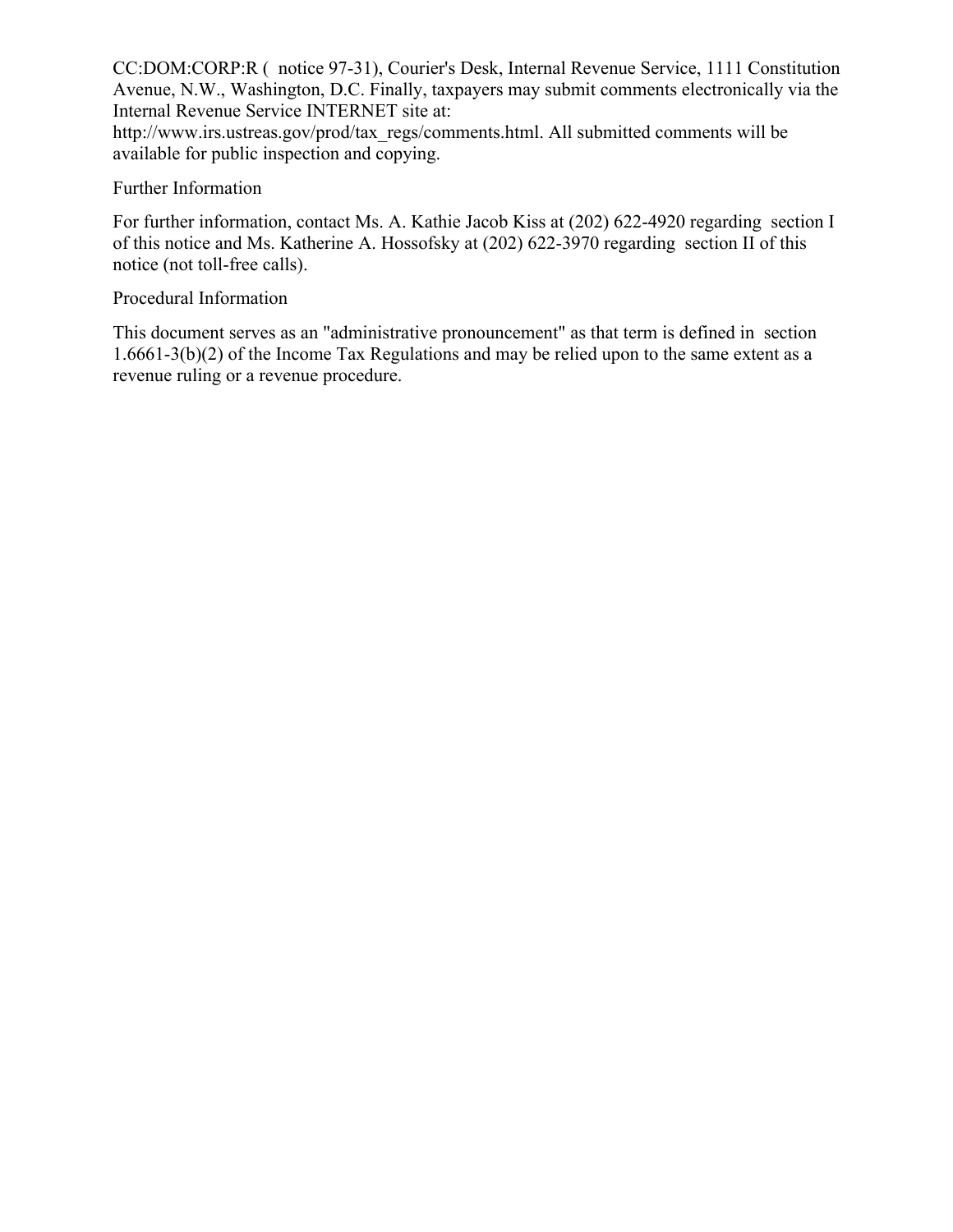CC:DOM:CORP:R ( notice 97-31), Courier's Desk, Internal Revenue Service, 1111 Constitution Avenue, N.W., Washington, D.C. Finally, taxpayers may submit comments electronically via the Internal Revenue Service INTERNET site at: http://www.irs.ustreas.gov/prod/tax_regs/comments.html. All submitted comments will be available for public inspection and copying.

## Further Information

For further information, contact Ms. A. Kathie Jacob Kiss at (202) 622-4920 regarding section I of this notice and Ms. Katherine A. Hossofsky at (202) 622-3970 regarding section II of this notice (not toll-free calls).

## Procedural Information

This document serves as an "administrative pronouncement" as that term is defined in section 1.6661-3(b)(2) of the Income Tax Regulations and may be relied upon to the same extent as a revenue ruling or a revenue procedure.